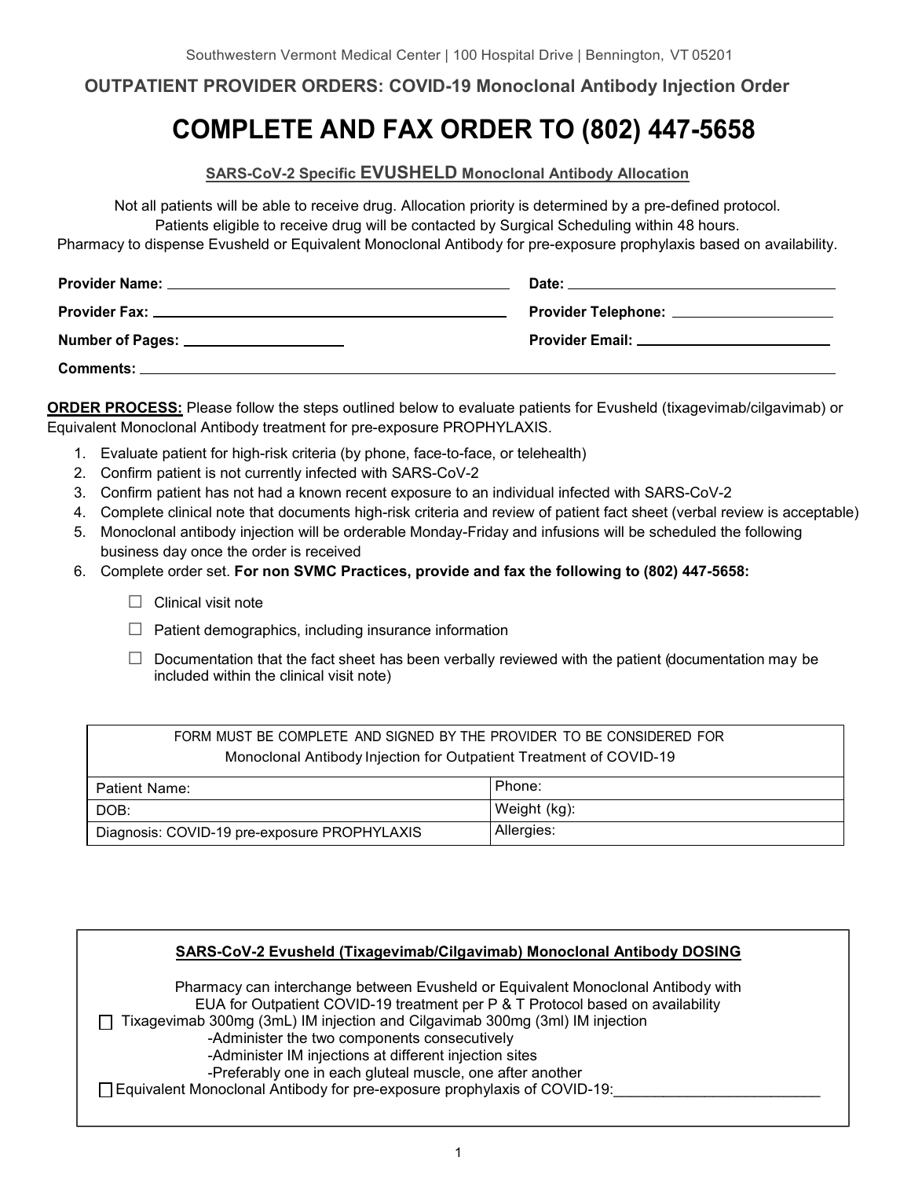Southwestern Vermont Medical Center | 100 Hospital Drive | Bennington, VT 05201

**OUTPATIENT PROVIDER ORDERS: COVID-19 Monoclonal Antibody Injection Order**

# COMPLETE AND FAX ORDER TO (802) 447-5658

**SARS-CoV-2 Specific EVUSHELD Monoclonal Antibody Allocation**

Not all patients will be able to receive drug. Allocation priority is determined by a pre-defined protocol.
Patients eligible to receive drug will be contacted by Surgical Scheduling within 48 hours.
Pharmacy to dispense Evusheld or Equivalent Monoclonal Antibody for pre-exposure prophylaxis based on availability.

**Provider Name:** ______________________________ **Date:** ______________________________

**Provider Fax:** ______________________________ **Provider Telephone:** ______________________

**Number of Pages:** ____________________ **Provider Email:** ______________________________

**Comments:** ______________________________________________________________

**ORDER PROCESS:** Please follow the steps outlined below to evaluate patients for Evusheld (tixagevimab/cilgavimab) or Equivalent Monoclonal Antibody treatment for pre-exposure PROPHYLAXIS.

1. Evaluate patient for high-risk criteria (by phone, face-to-face, or telehealth)
2. Confirm patient is not currently infected with SARS-CoV-2
3. Confirm patient has not had a known recent exposure to an individual infected with SARS-CoV-2
4. Complete clinical note that documents high-risk criteria and review of patient fact sheet (verbal review is acceptable)
5. Monoclonal antibody injection will be orderable Monday-Friday and infusions will be scheduled the following business day once the order is received
6. Complete order set. **For non SVMC Practices, provide and fax the following to (802) 447-5658:**

   - ☐ Clinical visit note
   - ☐ Patient demographics, including insurance information
   - ☐ Documentation that the fact sheet has been verbally reviewed with the patient (documentation may be included within the clinical visit note)

| FORM MUST BE COMPLETE AND SIGNED BY THE PROVIDER TO BE CONSIDERED FOR Monoclonal Antibody Injection for Outpatient Treatment of COVID-19 | |
|---|---|
| Patient Name: | Phone: |
| DOB: | Weight (kg): |
| Diagnosis: COVID-19 pre-exposure PROPHYLAXIS | Allergies: |

**SARS-CoV-2 Evusheld (Tixagevimab/Cilgavimab) Monoclonal Antibody DOSING**

Pharmacy can interchange between Evusheld or Equivalent Monoclonal Antibody with EUA for Outpatient COVID-19 treatment per P & T Protocol based on availability

☐ Tixagevimab 300mg (3mL) IM injection and Cilgavimab 300mg (3ml) IM injection
- -Administer the two components consecutively
- -Administer IM injections at different injection sites
- -Preferably one in each gluteal muscle, one after another

☐ Equivalent Monoclonal Antibody for pre-exposure prophylaxis of COVID-19:_________________________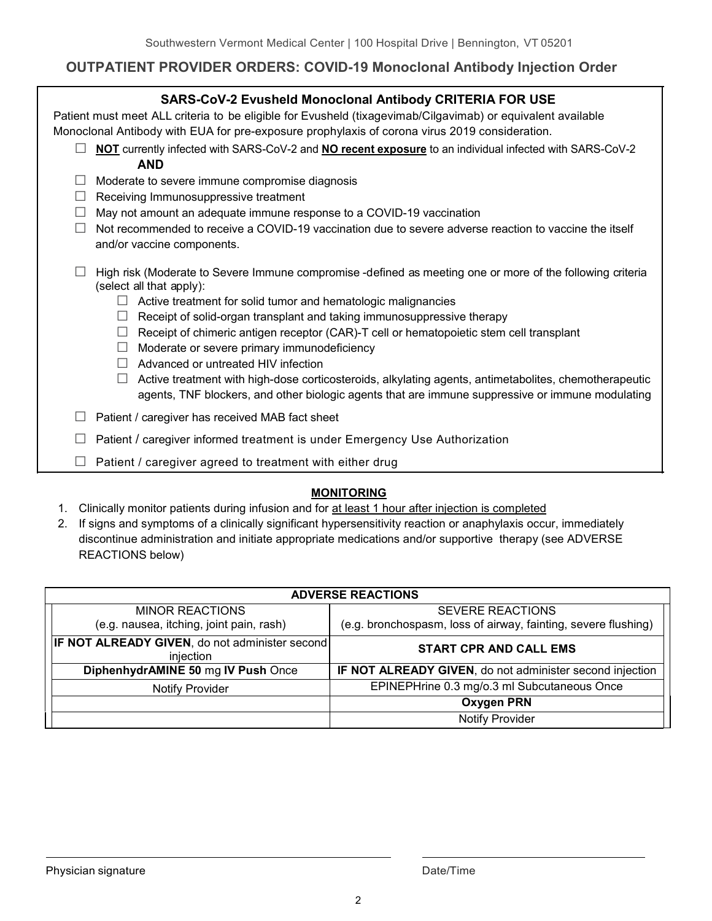Southwestern Vermont Medical Center | 100 Hospital Drive | Bennington, VT 05201

## OUTPATIENT PROVIDER ORDERS: COVID-19 Monoclonal Antibody Injection Order

### SARS-CoV-2 Evusheld Monoclonal Antibody CRITERIA FOR USE

Patient must meet ALL criteria to be eligible for Evusheld (tixagevimab/Cilgavimab) or equivalent available Monoclonal Antibody with EUA for pre-exposure prophylaxis of corona virus 2019 consideration.

- ☐ **NOT** currently infected with SARS-CoV-2 and **NO recent exposure** to an individual infected with SARS-CoV-2

  **AND**

- ☐ Moderate to severe immune compromise diagnosis
- ☐ Receiving Immunosuppressive treatment
- ☐ May not amount an adequate immune response to a COVID-19 vaccination
- ☐ Not recommended to receive a COVID-19 vaccination due to severe adverse reaction to vaccine the itself and/or vaccine components.
- ☐ High risk (Moderate to Severe Immune compromise -defined as meeting one or more of the following criteria (select all that apply):
  - ☐ Active treatment for solid tumor and hematologic malignancies
  - ☐ Receipt of solid-organ transplant and taking immunosuppressive therapy
  - ☐ Receipt of chimeric antigen receptor (CAR)-T cell or hematopoietic stem cell transplant
  - ☐ Moderate or severe primary immunodeficiency
  - ☐ Advanced or untreated HIV infection
  - ☐ Active treatment with high-dose corticosteroids, alkylating agents, antimetabolites, chemotherapeutic agents, TNF blockers, and other biologic agents that are immune suppressive or immune modulating
- ☐ Patient / caregiver has received MAB fact sheet
- ☐ Patient / caregiver informed treatment is under Emergency Use Authorization
- ☐ Patient / caregiver agreed to treatment with either drug

### MONITORING

1. Clinically monitor patients during infusion and for at least 1 hour after injection is completed
2. If signs and symptoms of a clinically significant hypersensitivity reaction or anaphylaxis occur, immediately discontinue administration and initiate appropriate medications and/or supportive therapy (see ADVERSE REACTIONS below)

| ADVERSE REACTIONS | |
|---|---|
| MINOR REACTIONS (e.g. nausea, itching, joint pain, rash) | SEVERE REACTIONS (e.g. bronchospasm, loss of airway, fainting, severe flushing) |
| **IF NOT ALREADY GIVEN**, do not administer second injection | **START CPR AND CALL EMS** |
| **DiphenhydrAMINE 50** mg **IV Push** Once | **IF NOT ALREADY GIVEN**, do not administer second injection |
| Notify Provider | EPINEPHrine 0.3 mg/o.3 ml Subcutaneous Once |
| | **Oxygen PRN** |
| | Notify Provider |

Physician signature ____________________

Date/Time ____________________